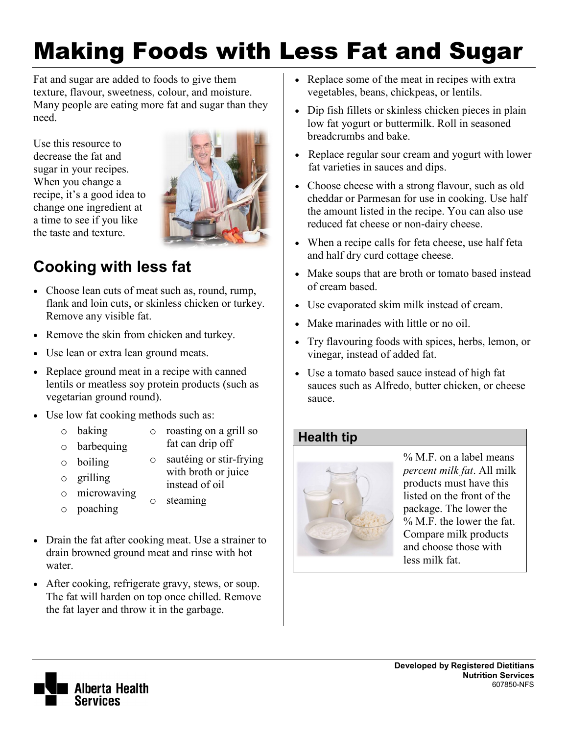# Making Foods with Less Fat and Sugar

Fat and sugar are added to foods to give them texture, flavour, sweetness, colour, and moisture. Many people are eating more fat and sugar than they need.

Use this resource to decrease the fat and sugar in your recipes. When you change a recipe, it's a good idea to change one ingredient at a time to see if you like the taste and texture.

## Cooking with less fat

- Choose lean cuts of meat such as, round, rump, flank and loin cuts, or skinless chicken or turkey. Remove any visible fat.
- Remove the skin from chicken and turkey.
- Use lean or extra lean ground meats.
- Replace ground meat in a recipe with canned lentils or meatless soy protein products (such as vegetarian ground round).
- Use low fat cooking methods such as:
  - baking
  - barbequing
  - boiling
  - grilling
  - microwaving
  - poaching
  - roasting on a grill so fat can drip off
  - sautéing or stir-frying with broth or juice instead of oil
  - steaming
- Drain the fat after cooking meat. Use a strainer to drain browned ground meat and rinse with hot water.
- After cooking, refrigerate gravy, stews, or soup. The fat will harden on top once chilled. Remove the fat layer and throw it in the garbage.
- Replace some of the meat in recipes with extra vegetables, beans, chickpeas, or lentils.
- Dip fish fillets or skinless chicken pieces in plain low fat yogurt or buttermilk. Roll in seasoned breadcrumbs and bake.
- Replace regular sour cream and yogurt with lower fat varieties in sauces and dips.
- Choose cheese with a strong flavour, such as old cheddar or Parmesan for use in cooking. Use half the amount listed in the recipe. You can also use reduced fat cheese or non-dairy cheese.
- When a recipe calls for feta cheese, use half feta and half dry curd cottage cheese.
- Make soups that are broth or tomato based instead of cream based.
- Use evaporated skim milk instead of cream.
- Make marinades with little or no oil.
- Try flavouring foods with spices, herbs, lemon, or vinegar, instead of added fat.
- Use a tomato based sauce instead of high fat sauces such as Alfredo, butter chicken, or cheese sauce.

### Health tip

% M.F. on a label means *percent milk fat*. All milk products must have this listed on the front of the package. The lower the % M.F. the lower the fat. Compare milk products and choose those with less milk fat.

**Developed by Registered Dietitians**
**Nutrition Services**
607850-NFS

Alberta Health Services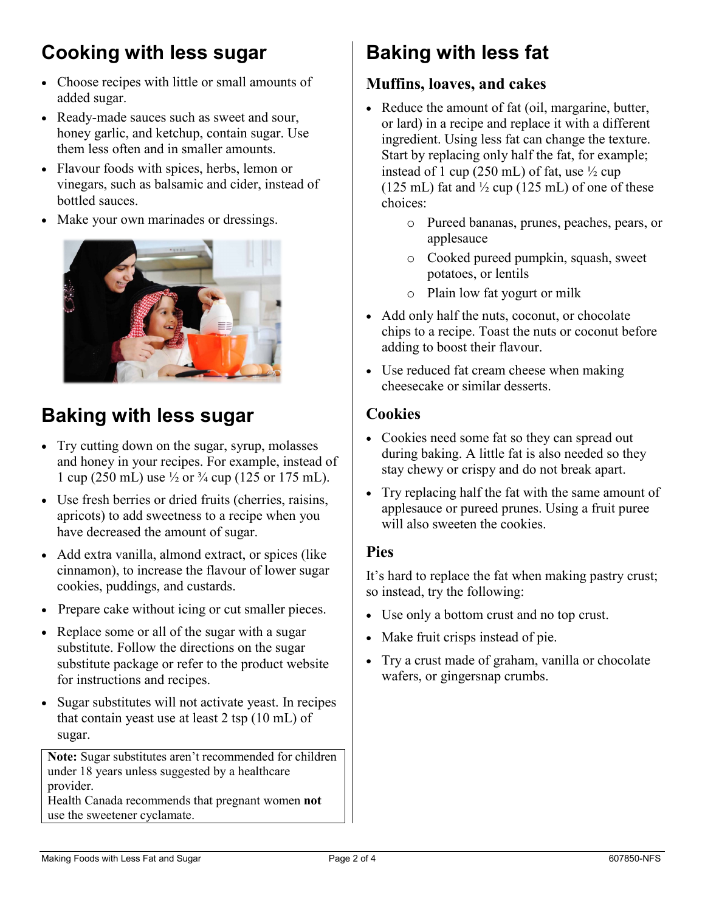## Cooking with less sugar

- Choose recipes with little or small amounts of added sugar.
- Ready-made sauces such as sweet and sour, honey garlic, and ketchup, contain sugar. Use them less often and in smaller amounts.
- Flavour foods with spices, herbs, lemon or vinegars, such as balsamic and cider, instead of bottled sauces.
- Make your own marinades or dressings.

## Baking with less sugar

- Try cutting down on the sugar, syrup, molasses and honey in your recipes. For example, instead of 1 cup (250 mL) use ½ or ¾ cup (125 or 175 mL).
- Use fresh berries or dried fruits (cherries, raisins, apricots) to add sweetness to a recipe when you have decreased the amount of sugar.
- Add extra vanilla, almond extract, or spices (like cinnamon), to increase the flavour of lower sugar cookies, puddings, and custards.
- Prepare cake without icing or cut smaller pieces.
- Replace some or all of the sugar with a sugar substitute. Follow the directions on the sugar substitute package or refer to the product website for instructions and recipes.
- Sugar substitutes will not activate yeast. In recipes that contain yeast use at least 2 tsp (10 mL) of sugar.

**Note:** Sugar substitutes aren't recommended for children under 18 years unless suggested by a healthcare provider.
Health Canada recommends that pregnant women **not** use the sweetener cyclamate.

## Baking with less fat

### Muffins, loaves, and cakes

- Reduce the amount of fat (oil, margarine, butter, or lard) in a recipe and replace it with a different ingredient. Using less fat can change the texture. Start by replacing only half the fat, for example; instead of 1 cup (250 mL) of fat, use ½ cup (125 mL) fat and ½ cup (125 mL) of one of these choices:
    - Pureed bananas, prunes, peaches, pears, or applesauce
    - Cooked pureed pumpkin, squash, sweet potatoes, or lentils
    - Plain low fat yogurt or milk
- Add only half the nuts, coconut, or chocolate chips to a recipe. Toast the nuts or coconut before adding to boost their flavour.
- Use reduced fat cream cheese when making cheesecake or similar desserts.

### Cookies

- Cookies need some fat so they can spread out during baking. A little fat is also needed so they stay chewy or crispy and do not break apart.
- Try replacing half the fat with the same amount of applesauce or pureed prunes. Using a fruit puree will also sweeten the cookies.

### Pies

It's hard to replace the fat when making pastry crust; so instead, try the following:

- Use only a bottom crust and no top crust.
- Make fruit crisps instead of pie.
- Try a crust made of graham, vanilla or chocolate wafers, or gingersnap crumbs.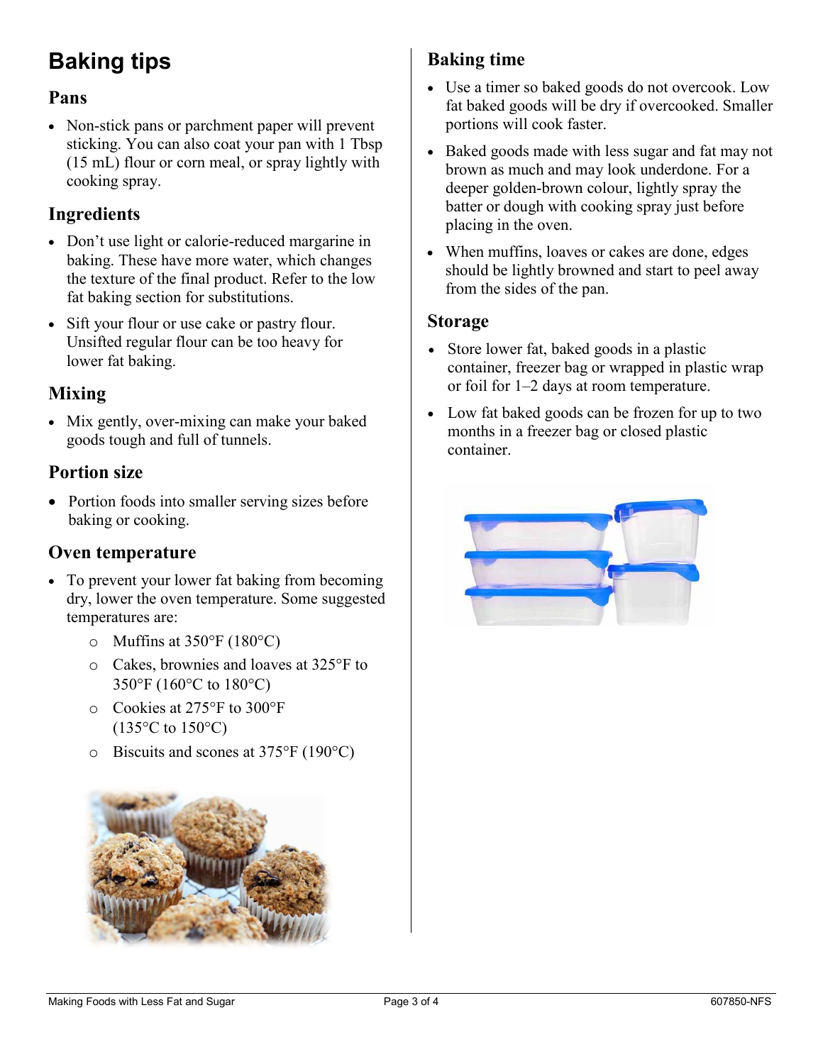# Baking tips

## Pans

- Non-stick pans or parchment paper will prevent sticking. You can also coat your pan with 1 Tbsp (15 mL) flour or corn meal, or spray lightly with cooking spray.

## Ingredients

- Don't use light or calorie-reduced margarine in baking. These have more water, which changes the texture of the final product. Refer to the low fat baking section for substitutions.
- Sift your flour or use cake or pastry flour. Unsifted regular flour can be too heavy for lower fat baking.

## Mixing

- Mix gently, over-mixing can make your baked goods tough and full of tunnels.

## Portion size

- Portion foods into smaller serving sizes before baking or cooking.

## Oven temperature

- To prevent your lower fat baking from becoming dry, lower the oven temperature. Some suggested temperatures are:
    - Muffins at 350°F (180°C)
    - Cakes, brownies and loaves at 325°F to 350°F (160°C to 180°C)
    - Cookies at 275°F to 300°F (135°C to 150°C)
    - Biscuits and scones at 375°F (190°C)

## Baking time

- Use a timer so baked goods do not overcook. Low fat baked goods will be dry if overcooked. Smaller portions will cook faster.
- Baked goods made with less sugar and fat may not brown as much and may look underdone. For a deeper golden-brown colour, lightly spray the batter or dough with cooking spray just before placing in the oven.
- When muffins, loaves or cakes are done, edges should be lightly browned and start to peel away from the sides of the pan.

## Storage

- Store lower fat, baked goods in a plastic container, freezer bag or wrapped in plastic wrap or foil for 1–2 days at room temperature.
- Low fat baked goods can be frozen for up to two months in a freezer bag or closed plastic container.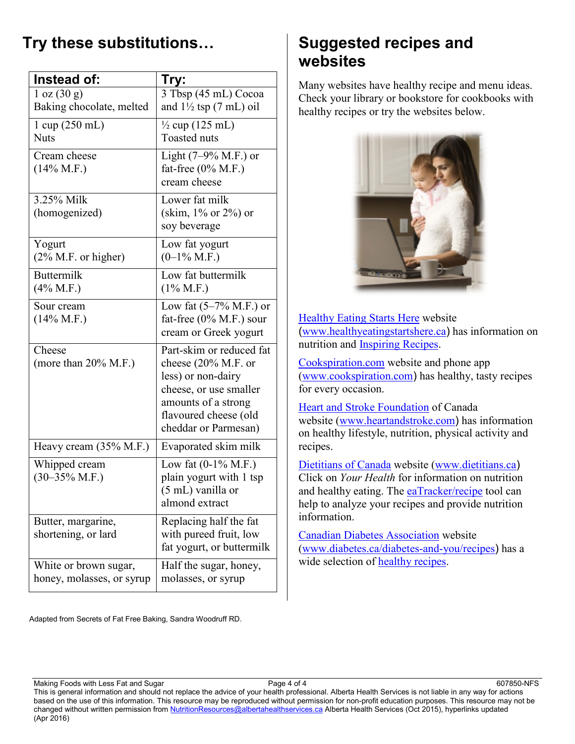## Try these substitutions…

| Instead of: | Try: |
|---|---|
| 1 oz (30 g) Baking chocolate, melted | 3 Tbsp (45 mL) Cocoa and 1½ tsp (7 mL) oil |
| 1 cup (250 mL) Nuts | ½ cup (125 mL) Toasted nuts |
| Cream cheese (14% M.F.) | Light (7–9% M.F.) or fat-free (0% M.F.) cream cheese |
| 3.25% Milk (homogenized) | Lower fat milk (skim, 1% or 2%) or soy beverage |
| Yogurt (2% M.F. or higher) | Low fat yogurt (0–1% M.F.) |
| Buttermilk (4% M.F.) | Low fat buttermilk (1% M.F.) |
| Sour cream (14% M.F.) | Low fat (5–7% M.F.) or fat-free (0% M.F.) sour cream or Greek yogurt |
| Cheese (more than 20% M.F.) | Part-skim or reduced fat cheese (20% M.F. or less) or non-dairy cheese, or use smaller amounts of a strong flavoured cheese (old cheddar or Parmesan) |
| Heavy cream (35% M.F.) | Evaporated skim milk |
| Whipped cream (30–35% M.F.) | Low fat (0-1% M.F.) plain yogurt with 1 tsp (5 mL) vanilla or almond extract |
| Butter, margarine, shortening, or lard | Replacing half the fat with pureed fruit, low fat yogurt, or buttermilk |
| White or brown sugar, honey, molasses, or syrup | Half the sugar, honey, molasses, or syrup |

Adapted from Secrets of Fat Free Baking, Sandra Woodruff RD.

## Suggested recipes and websites

Many websites have healthy recipe and menu ideas. Check your library or bookstore for cookbooks with healthy recipes or try the websites below.

Healthy Eating Starts Here website (www.healthyeatingstartshere.ca) has information on nutrition and Inspiring Recipes.

Cookspiration.com website and phone app (www.cookspiration.com) has healthy, tasty recipes for every occasion.

Heart and Stroke Foundation of Canada website (www.heartandstroke.com) has information on healthy lifestyle, nutrition, physical activity and recipes.

Dietitians of Canada website (www.dietitians.ca) Click on *Your Health* for information on nutrition and healthy eating. The eaTracker/recipe tool can help to analyze your recipes and provide nutrition information.

Canadian Diabetes Association website (www.diabetes.ca/diabetes-and-you/recipes) has a wide selection of healthy recipes.

This is general information and should not replace the advice of your health professional. Alberta Health Services is not liable in any way for actions based on the use of this information. This resource may be reproduced without permission for non-profit education purposes. This resource may not be changed without written permission from NutritionResources@albertahealthservices.ca Alberta Health Services (Oct 2015), hyperlinks updated (Apr 2016)